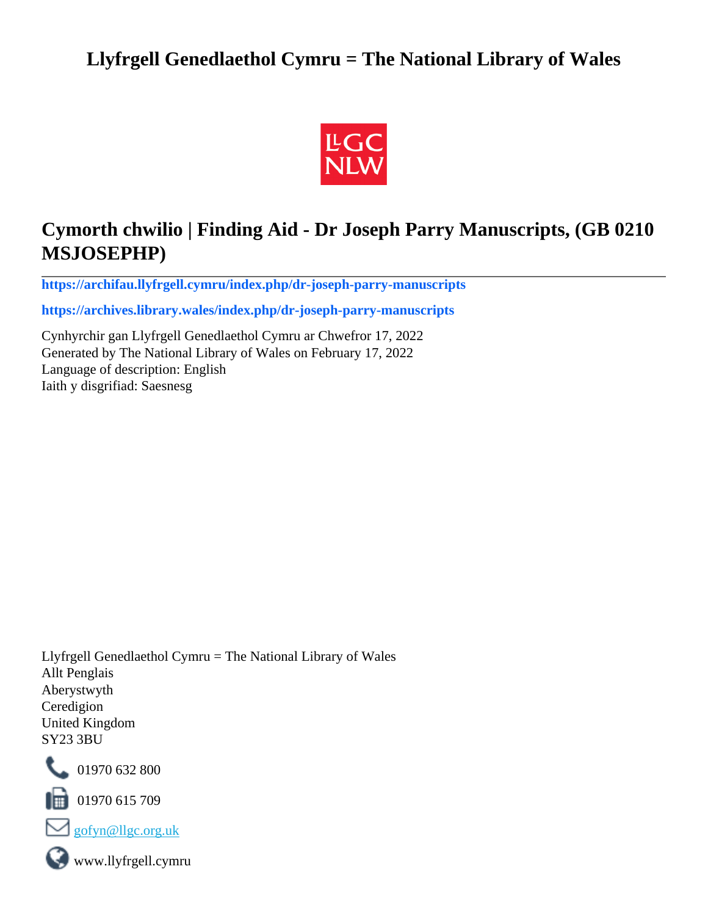# Llyfrgell Genedlaethol Cymru = The National Library of Wales

## Cymorth chwilio | Finding Aid - Dr Joseph Parry Manuscripts, (GB 0210 MSJOSEPHP)

**https://archifau.llyfrgell.cymru/index.php/dr-joseph-parry-manuscripts**

**https://archives.library.wales/index.php/dr-joseph-parry-manuscripts**

Cynhyrchir gan Llyfrgell Genedlaethol Cymru ar Chwefror 17, 2022
Generated by The National Library of Wales on February 17, 2022
Language of description: English
Iaith y disgrifiad: Saesnesg

Llyfrgell Genedlaethol Cymru = The National Library of Wales
Allt Penglais
Aberystwyth
Ceredigion
United Kingdom
SY23 3BU

01970 632 800

01970 615 709

gofyn@llgc.org.uk

www.llyfrgell.cymru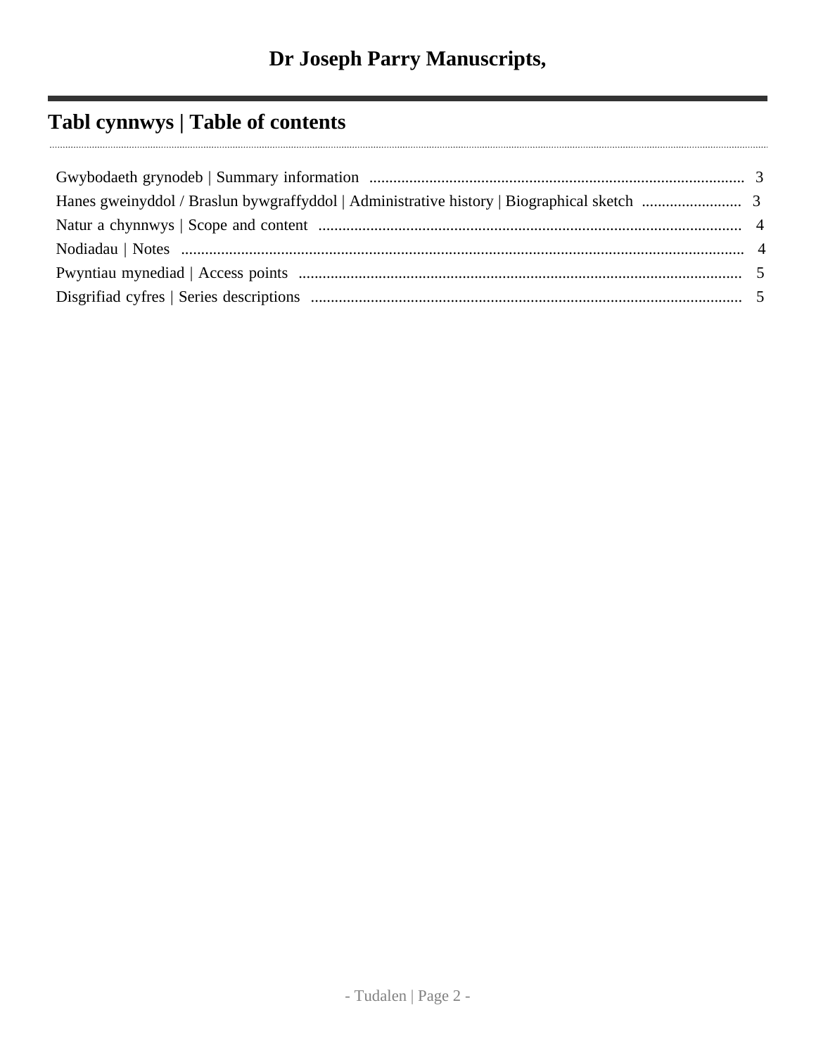# Dr Joseph Parry Manuscripts,

## Tabl cynnwys | Table of contents

- Gwybodaeth grynodeb | Summary information .......... 3
- Hanes gweinyddol / Braslun bywgraffyddol | Administrative history | Biographical sketch .......... 3
- Natur a chynnwys | Scope and content .......... 4
- Nodiadau | Notes .......... 4
- Pwyntiau mynediad | Access points .......... 5
- Disgrifiad cyfres | Series descriptions .......... 5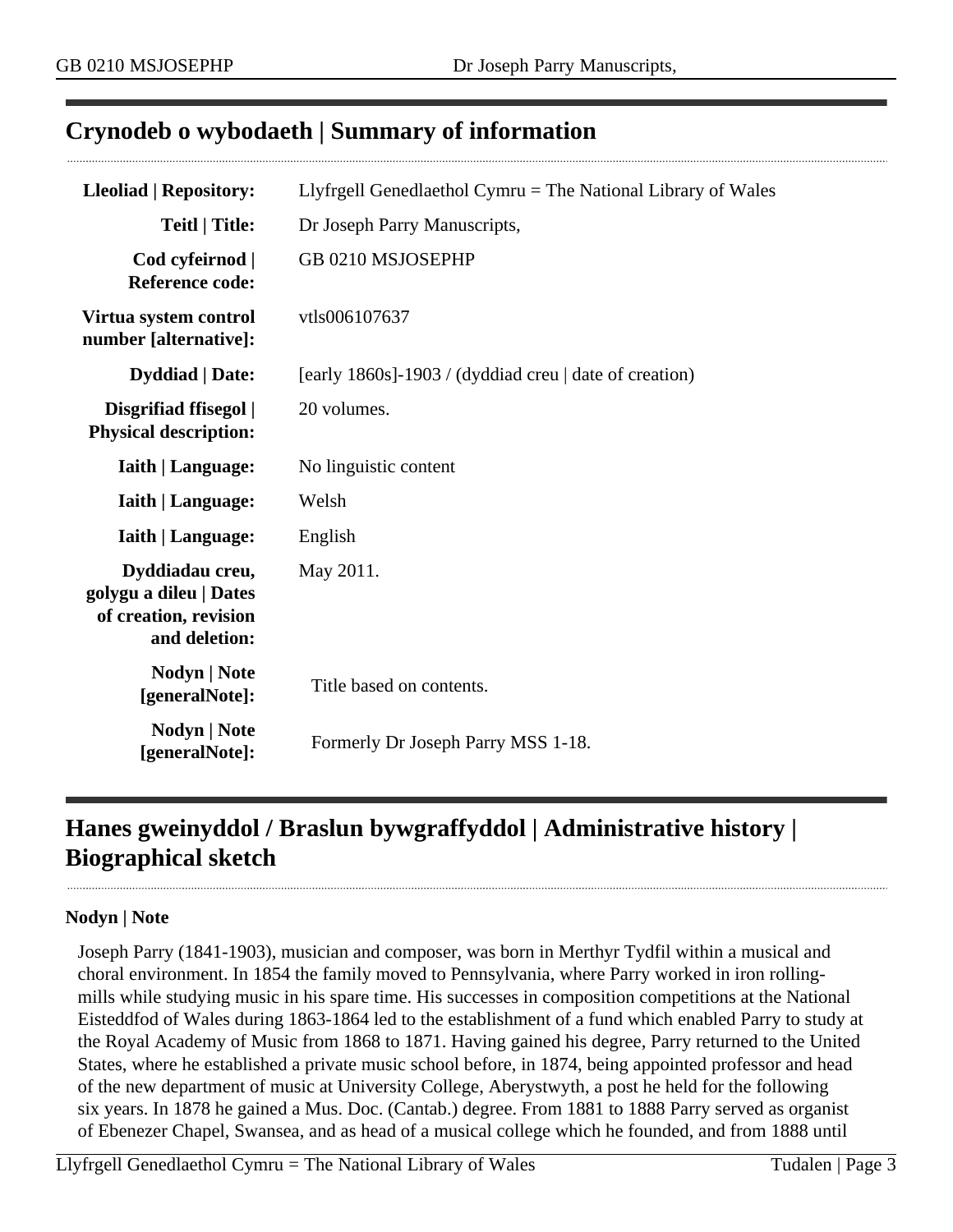## Crynodeb o wybodaeth | Summary of information

| | |
|---|---|
| **Lleoliad \| Repository:** | Llyfrgell Genedlaethol Cymru = The National Library of Wales |
| **Teitl \| Title:** | Dr Joseph Parry Manuscripts, |
| **Cod cyfeirnod \| Reference code:** | GB 0210 MSJOSEPHP |
| **Virtua system control number [alternative]:** | vtls006107637 |
| **Dyddiad \| Date:** | [early 1860s]-1903 / (dyddiad creu \| date of creation) |
| **Disgrifiad ffisegol \| Physical description:** | 20 volumes. |
| **Iaith \| Language:** | No linguistic content |
| **Iaith \| Language:** | Welsh |
| **Iaith \| Language:** | English |
| **Dyddiadau creu, golygu a dileu \| Dates of creation, revision and deletion:** | May 2011. |
| **Nodyn \| Note [generalNote]:** | Title based on contents. |
| **Nodyn \| Note [generalNote]:** | Formerly Dr Joseph Parry MSS 1-18. |

## Hanes gweinyddol / Braslun bywgraffyddol | Administrative history | Biographical sketch

**Nodyn | Note**

Joseph Parry (1841-1903), musician and composer, was born in Merthyr Tydfil within a musical and choral environment. In 1854 the family moved to Pennsylvania, where Parry worked in iron rolling-mills while studying music in his spare time. His successes in composition competitions at the National Eisteddfod of Wales during 1863-1864 led to the establishment of a fund which enabled Parry to study at the Royal Academy of Music from 1868 to 1871. Having gained his degree, Parry returned to the United States, where he established a private music school before, in 1874, being appointed professor and head of the new department of music at University College, Aberystwyth, a post he held for the following six years. In 1878 he gained a Mus. Doc. (Cantab.) degree. From 1881 to 1888 Parry served as organist of Ebenezer Chapel, Swansea, and as head of a musical college which he founded, and from 1888 until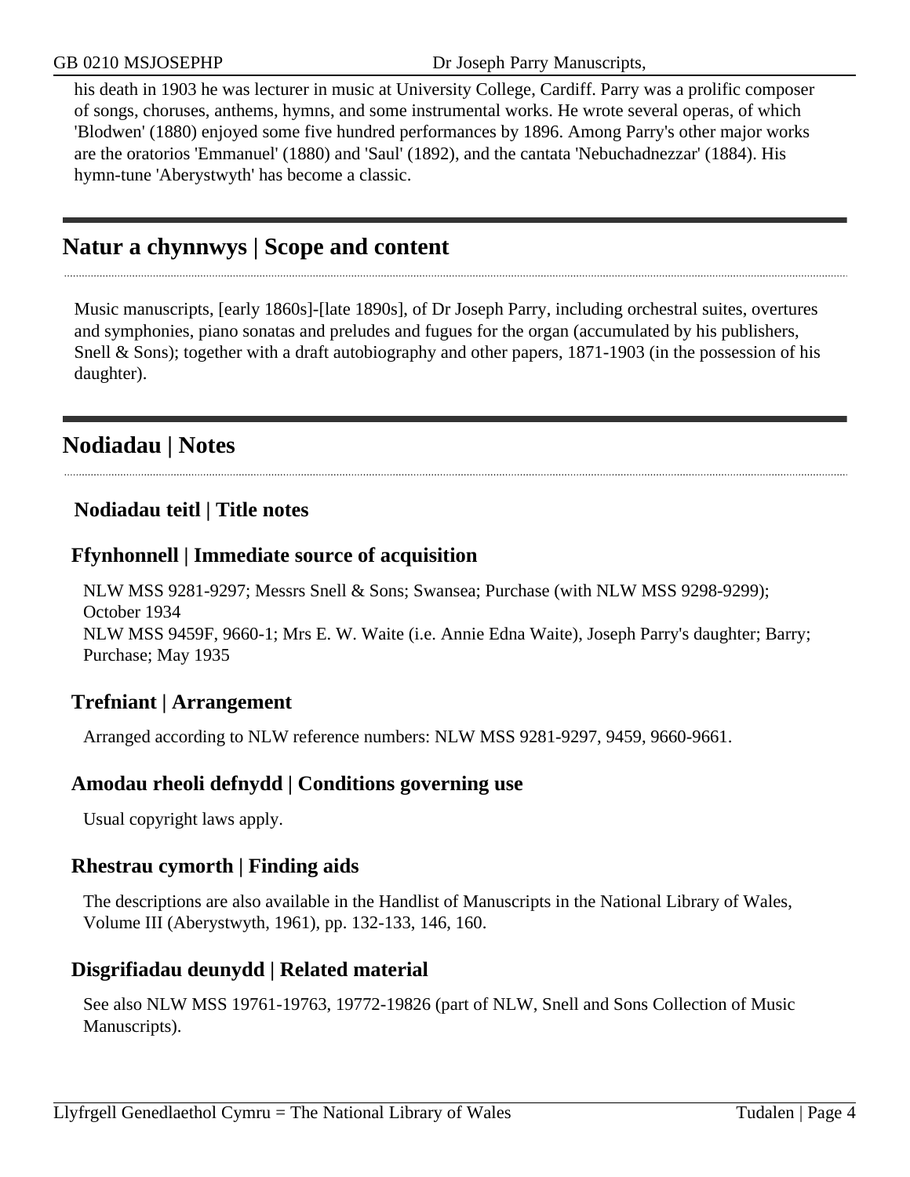his death in 1903 he was lecturer in music at University College, Cardiff. Parry was a prolific composer of songs, choruses, anthems, hymns, and some instrumental works. He wrote several operas, of which 'Blodwen' (1880) enjoyed some five hundred performances by 1896. Among Parry's other major works are the oratorios 'Emmanuel' (1880) and 'Saul' (1892), and the cantata 'Nebuchadnezzar' (1884). His hymn-tune 'Aberystwyth' has become a classic.

## Natur a chynnwys | Scope and content

Music manuscripts, [early 1860s]-[late 1890s], of Dr Joseph Parry, including orchestral suites, overtures and symphonies, piano sonatas and preludes and fugues for the organ (accumulated by his publishers, Snell & Sons); together with a draft autobiography and other papers, 1871-1903 (in the possession of his daughter).

## Nodiadau | Notes

### Nodiadau teitl | Title notes

### Ffynhonnell | Immediate source of acquisition

NLW MSS 9281-9297; Messrs Snell & Sons; Swansea; Purchase (with NLW MSS 9298-9299); October 1934
NLW MSS 9459F, 9660-1; Mrs E. W. Waite (i.e. Annie Edna Waite), Joseph Parry's daughter; Barry; Purchase; May 1935

### Trefniant | Arrangement

Arranged according to NLW reference numbers: NLW MSS 9281-9297, 9459, 9660-9661.

### Amodau rheoli defnydd | Conditions governing use

Usual copyright laws apply.

### Rhestrau cymorth | Finding aids

The descriptions are also available in the Handlist of Manuscripts in the National Library of Wales, Volume III (Aberystwyth, 1961), pp. 132-133, 146, 160.

### Disgrifiadau deunydd | Related material

See also NLW MSS 19761-19763, 19772-19826 (part of NLW, Snell and Sons Collection of Music Manuscripts).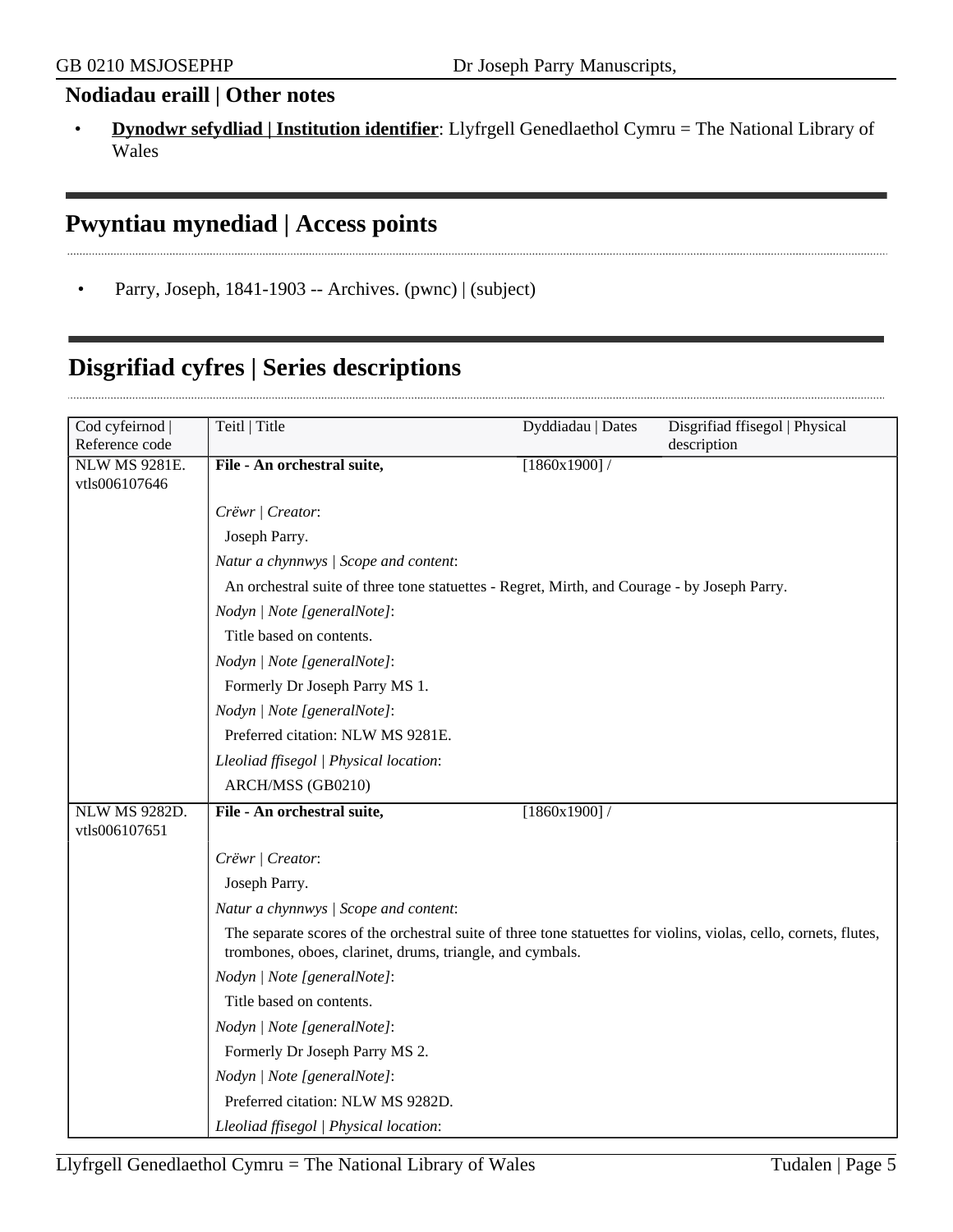### Nodiadau eraill | Other notes

- **Dynodwr sefydliad | Institution identifier**: Llyfrgell Genedlaethol Cymru = The National Library of Wales

## Pwyntiau mynediad | Access points

- Parry, Joseph, 1841-1903 -- Archives. (pwnc) | (subject)

## Disgrifiad cyfres | Series descriptions

| Cod cyfeirnod \| Reference code | Teitl \| Title | Dyddiadau \| Dates | Disgrifiad ffisegol \| Physical description |
|---|---|---|---|
| NLW MS 9281E. vtls006107646 | **File - An orchestral suite,**<br><br>*Crëwr \| Creator*:<br>Joseph Parry.<br>*Natur a chynnwys \| Scope and content*:<br>An orchestral suite of three tone statuettes - Regret, Mirth, and Courage - by Joseph Parry.<br>*Nodyn \| Note [generalNote]*:<br>Title based on contents.<br>*Nodyn \| Note [generalNote]*:<br>Formerly Dr Joseph Parry MS 1.<br>*Nodyn \| Note [generalNote]*:<br>Preferred citation: NLW MS 9281E.<br>*Lleoliad ffisegol \| Physical location*:<br>ARCH/MSS (GB0210) | [1860x1900] / | |
| NLW MS 9282D. vtls006107651 | **File - An orchestral suite,**<br><br>*Crëwr \| Creator*:<br>Joseph Parry.<br>*Natur a chynnwys \| Scope and content*:<br>The separate scores of the orchestral suite of three tone statuettes for violins, violas, cello, cornets, flutes, trombones, oboes, clarinet, drums, triangle, and cymbals.<br>*Nodyn \| Note [generalNote]*:<br>Title based on contents.<br>*Nodyn \| Note [generalNote]*:<br>Formerly Dr Joseph Parry MS 2.<br>*Nodyn \| Note [generalNote]*:<br>Preferred citation: NLW MS 9282D.<br>*Lleoliad ffisegol \| Physical location*: | [1860x1900] / | |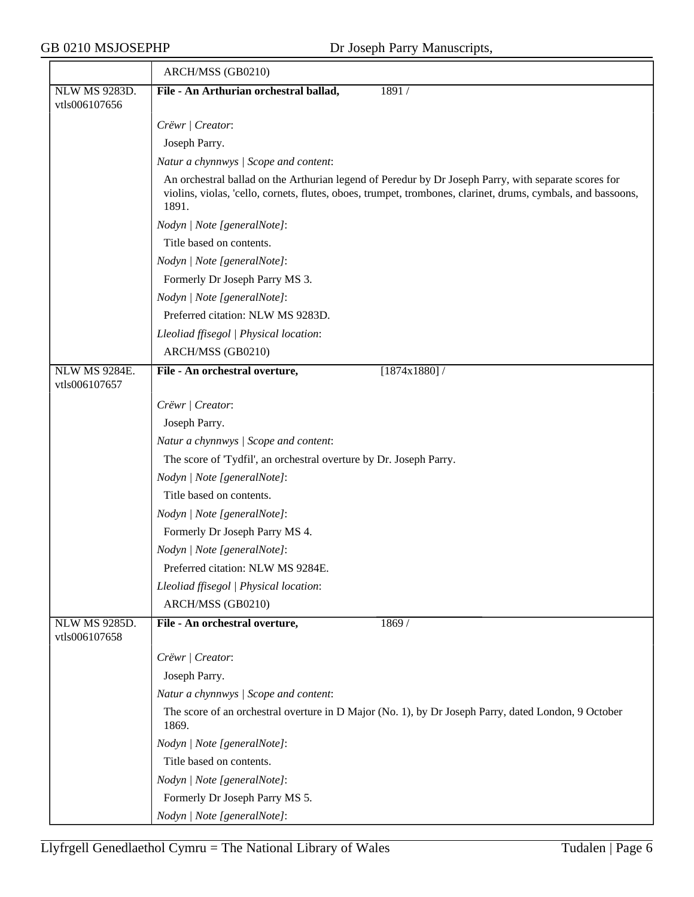| | ARCH/MSS (GB0210) |
|---|---|
| NLW MS 9283D. vtls006107656 | **File - An Arthurian orchestral ballad,** 1891 / |
| | *Crëwr \| Creator*: |
| | Joseph Parry. |
| | *Natur a chynnwys \| Scope and content*: |
| | An orchestral ballad on the Arthurian legend of Peredur by Dr Joseph Parry, with separate scores for violins, violas, 'cello, cornets, flutes, oboes, trumpet, trombones, clarinet, drums, cymbals, and bassoons, 1891. |
| | *Nodyn \| Note [generalNote]*: |
| | Title based on contents. |
| | *Nodyn \| Note [generalNote]*: |
| | Formerly Dr Joseph Parry MS 3. |
| | *Nodyn \| Note [generalNote]*: |
| | Preferred citation: NLW MS 9283D. |
| | *Lleoliad ffisegol \| Physical location*: |
| | ARCH/MSS (GB0210) |
| NLW MS 9284E. vtls006107657 | **File - An orchestral overture,** [1874x1880] / |
| | *Crëwr \| Creator*: |
| | Joseph Parry. |
| | *Natur a chynnwys \| Scope and content*: |
| | The score of 'Tydfil', an orchestral overture by Dr. Joseph Parry. |
| | *Nodyn \| Note [generalNote]*: |
| | Title based on contents. |
| | *Nodyn \| Note [generalNote]*: |
| | Formerly Dr Joseph Parry MS 4. |
| | *Nodyn \| Note [generalNote]*: |
| | Preferred citation: NLW MS 9284E. |
| | *Lleoliad ffisegol \| Physical location*: |
| | ARCH/MSS (GB0210) |
| NLW MS 9285D. vtls006107658 | **File - An orchestral overture,** 1869 / |
| | *Crëwr \| Creator*: |
| | Joseph Parry. |
| | *Natur a chynnwys \| Scope and content*: |
| | The score of an orchestral overture in D Major (No. 1), by Dr Joseph Parry, dated London, 9 October 1869. |
| | *Nodyn \| Note [generalNote]*: |
| | Title based on contents. |
| | *Nodyn \| Note [generalNote]*: |
| | Formerly Dr Joseph Parry MS 5. |
| | *Nodyn \| Note [generalNote]*: |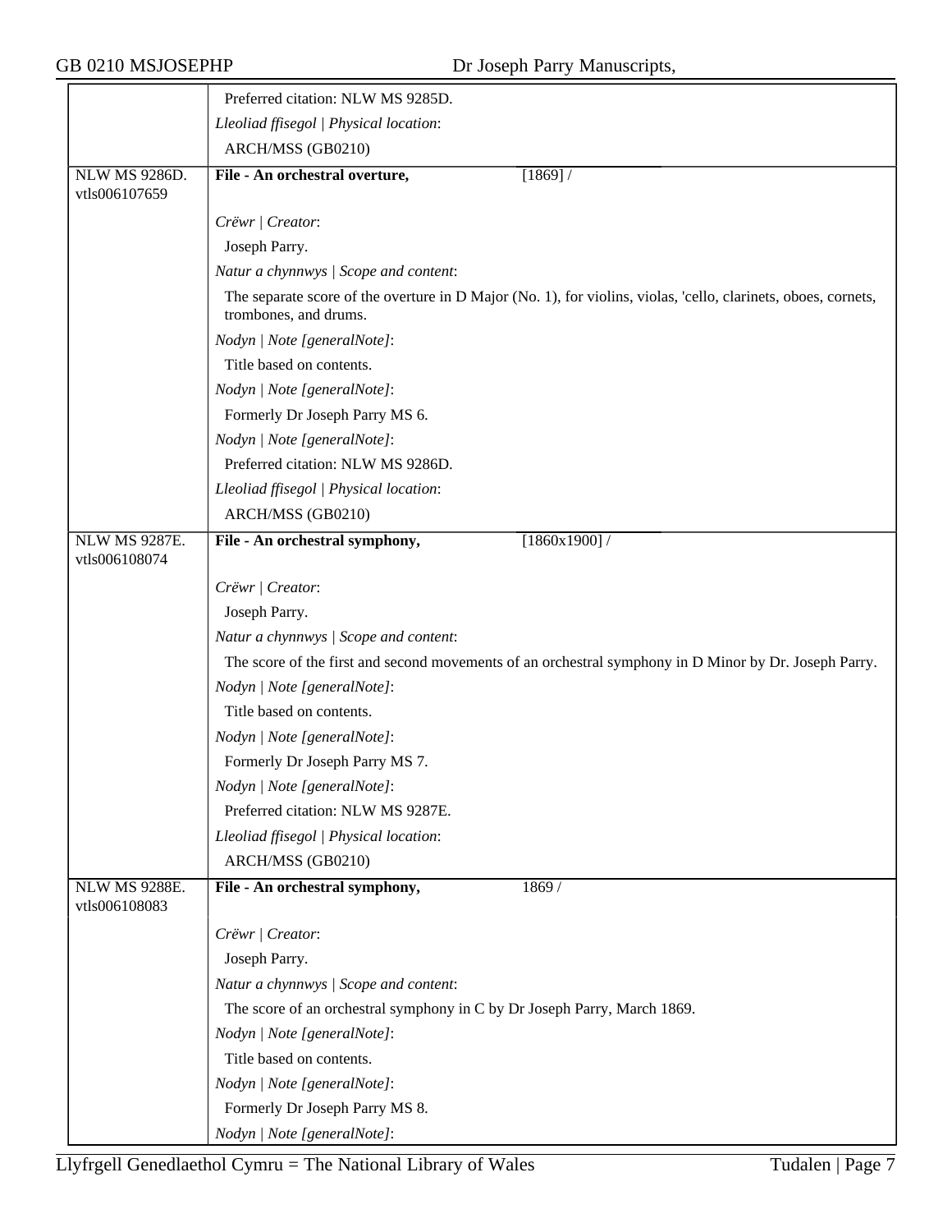| | |
|---|---|
| | Preferred citation: NLW MS 9285D. |
| | *Lleoliad ffisegol \| Physical location*: |
| | ARCH/MSS (GB0210) |
| NLW MS 9286D. vtls006107659 | **File - An orchestral overture,** [1869] / |
| | *Crëwr \| Creator*: |
| | Joseph Parry. |
| | *Natur a chynnwys \| Scope and content*: |
| | The separate score of the overture in D Major (No. 1), for violins, violas, 'cello, clarinets, oboes, cornets, trombones, and drums. |
| | *Nodyn \| Note [generalNote]*: |
| | Title based on contents. |
| | *Nodyn \| Note [generalNote]*: |
| | Formerly Dr Joseph Parry MS 6. |
| | *Nodyn \| Note [generalNote]*: |
| | Preferred citation: NLW MS 9286D. |
| | *Lleoliad ffisegol \| Physical location*: |
| | ARCH/MSS (GB0210) |
| NLW MS 9287E. vtls006108074 | **File - An orchestral symphony,** [1860x1900] / |
| | *Crëwr \| Creator*: |
| | Joseph Parry. |
| | *Natur a chynnwys \| Scope and content*: |
| | The score of the first and second movements of an orchestral symphony in D Minor by Dr. Joseph Parry. |
| | *Nodyn \| Note [generalNote]*: |
| | Title based on contents. |
| | *Nodyn \| Note [generalNote]*: |
| | Formerly Dr Joseph Parry MS 7. |
| | *Nodyn \| Note [generalNote]*: |
| | Preferred citation: NLW MS 9287E. |
| | *Lleoliad ffisegol \| Physical location*: |
| | ARCH/MSS (GB0210) |
| NLW MS 9288E. vtls006108083 | **File - An orchestral symphony,** 1869 / |
| | *Crëwr \| Creator*: |
| | Joseph Parry. |
| | *Natur a chynnwys \| Scope and content*: |
| | The score of an orchestral symphony in C by Dr Joseph Parry, March 1869. |
| | *Nodyn \| Note [generalNote]*: |
| | Title based on contents. |
| | *Nodyn \| Note [generalNote]*: |
| | Formerly Dr Joseph Parry MS 8. |
| | *Nodyn \| Note [generalNote]*: |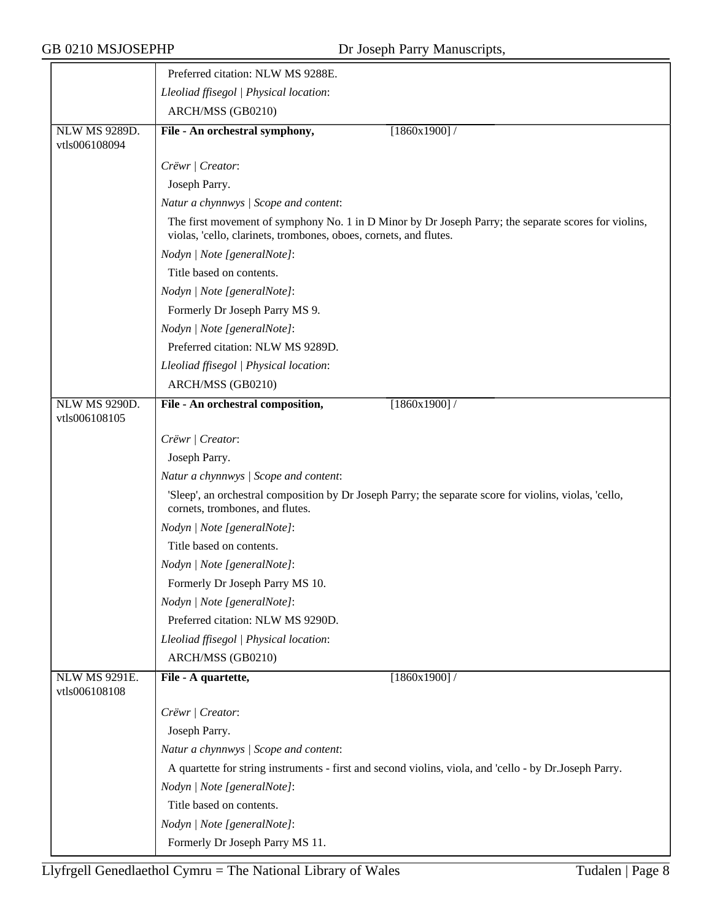Preferred citation: NLW MS 9288E.

*Lleoliad ffisegol | Physical location*:

ARCH/MSS (GB0210)

| | |
|---|---|
| NLW MS 9289D. vtls006108094 | **File - An orchestral symphony,** [1860x1900] / |
| | *Crëwr \| Creator*: |
| | Joseph Parry. |
| | *Natur a chynnwys \| Scope and content*: |
| | The first movement of symphony No. 1 in D Minor by Dr Joseph Parry; the separate scores for violins, violas, 'cello, clarinets, trombones, oboes, cornets, and flutes. |
| | *Nodyn \| Note [generalNote]*: |
| | Title based on contents. |
| | *Nodyn \| Note [generalNote]*: |
| | Formerly Dr Joseph Parry MS 9. |
| | *Nodyn \| Note [generalNote]*: |
| | Preferred citation: NLW MS 9289D. |
| | *Lleoliad ffisegol \| Physical location*: |
| | ARCH/MSS (GB0210) |
| NLW MS 9290D. vtls006108105 | **File - An orchestral composition,** [1860x1900] / |
| | *Crëwr \| Creator*: |
| | Joseph Parry. |
| | *Natur a chynnwys \| Scope and content*: |
| | 'Sleep', an orchestral composition by Dr Joseph Parry; the separate score for violins, violas, 'cello, cornets, trombones, and flutes. |
| | *Nodyn \| Note [generalNote]*: |
| | Title based on contents. |
| | *Nodyn \| Note [generalNote]*: |
| | Formerly Dr Joseph Parry MS 10. |
| | *Nodyn \| Note [generalNote]*: |
| | Preferred citation: NLW MS 9290D. |
| | *Lleoliad ffisegol \| Physical location*: |
| | ARCH/MSS (GB0210) |
| NLW MS 9291E. vtls006108108 | **File - A quartette,** [1860x1900] / |
| | *Crëwr \| Creator*: |
| | Joseph Parry. |
| | *Natur a chynnwys \| Scope and content*: |
| | A quartette for string instruments - first and second violins, viola, and 'cello - by Dr.Joseph Parry. |
| | *Nodyn \| Note [generalNote]*: |
| | Title based on contents. |
| | *Nodyn \| Note [generalNote]*: |
| | Formerly Dr Joseph Parry MS 11. |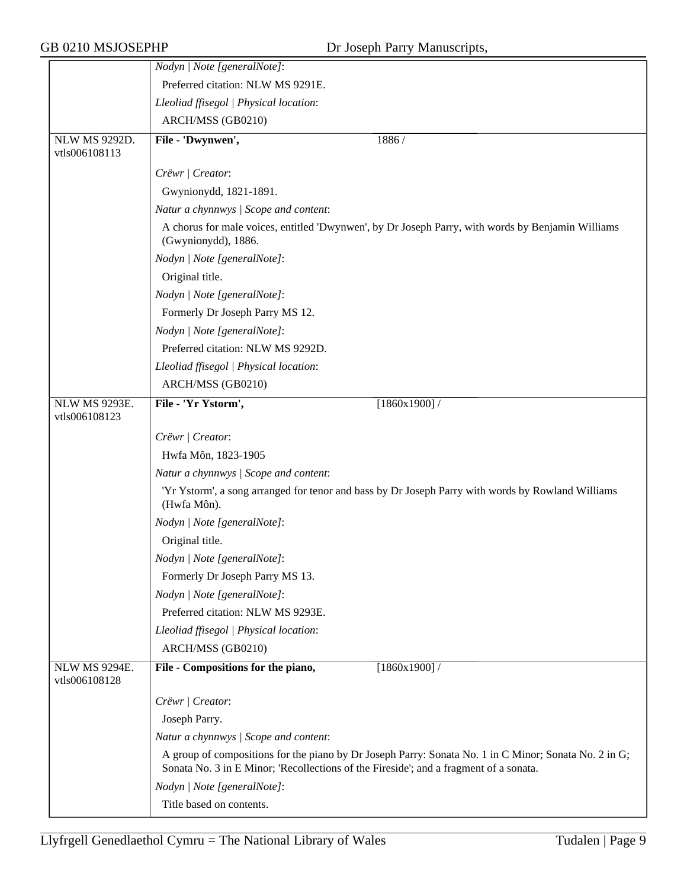*Nodyn | Note [generalNote]*:

Preferred citation: NLW MS 9291E.

*Lleoliad ffisegol | Physical location*:

ARCH/MSS (GB0210)

---

NLW MS 9292D.
vtls006108113

**File - 'Dwynwen',** 1886 /

*Crëwr | Creator*:

Gwynionydd, 1821-1891.

*Natur a chynnwys | Scope and content*:

A chorus for male voices, entitled 'Dwynwen', by Dr Joseph Parry, with words by Benjamin Williams (Gwynionydd), 1886.

*Nodyn | Note [generalNote]*:

Original title.

*Nodyn | Note [generalNote]*:

Formerly Dr Joseph Parry MS 12.

*Nodyn | Note [generalNote]*:

Preferred citation: NLW MS 9292D.

*Lleoliad ffisegol | Physical location*:

ARCH/MSS (GB0210)

---

NLW MS 9293E.
vtls006108123

**File - 'Yr Ystorm',** [1860x1900] /

*Crëwr | Creator*:

Hwfa Môn, 1823-1905

*Natur a chynnwys | Scope and content*:

'Yr Ystorm', a song arranged for tenor and bass by Dr Joseph Parry with words by Rowland Williams (Hwfa Môn).

*Nodyn | Note [generalNote]*:

Original title.

*Nodyn | Note [generalNote]*:

Formerly Dr Joseph Parry MS 13.

*Nodyn | Note [generalNote]*:

Preferred citation: NLW MS 9293E.

*Lleoliad ffisegol | Physical location*:

ARCH/MSS (GB0210)

---

NLW MS 9294E.
vtls006108128

**File - Compositions for the piano,** [1860x1900] /

*Crëwr | Creator*:

Joseph Parry.

*Natur a chynnwys | Scope and content*:

A group of compositions for the piano by Dr Joseph Parry: Sonata No. 1 in C Minor; Sonata No. 2 in G; Sonata No. 3 in E Minor; 'Recollections of the Fireside'; and a fragment of a sonata.

*Nodyn | Note [generalNote]*:

Title based on contents.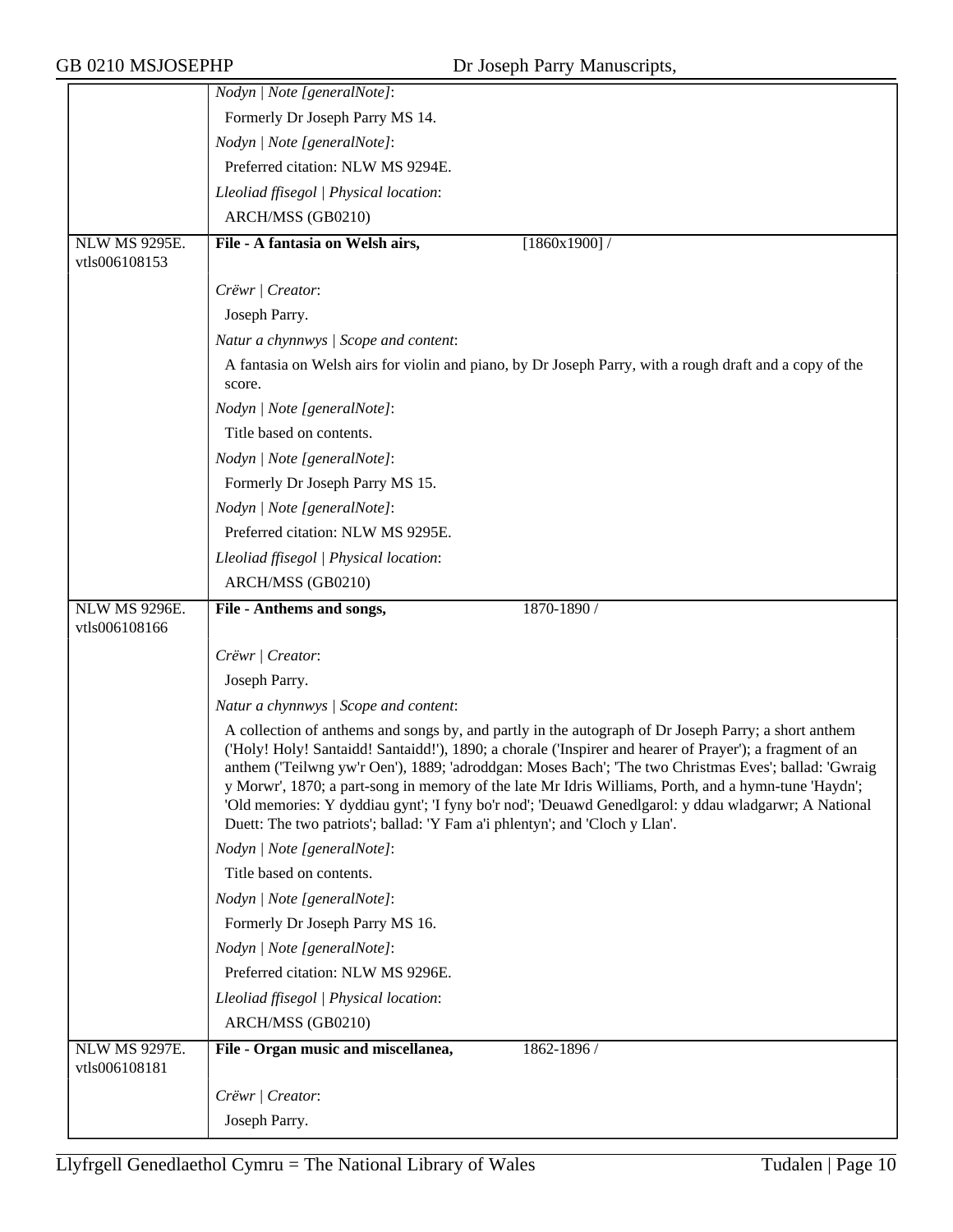| | |
|---|---|
| | *Nodyn \| Note [generalNote]*: |
| | Formerly Dr Joseph Parry MS 14. |
| | *Nodyn \| Note [generalNote]*: |
| | Preferred citation: NLW MS 9294E. |
| | *Lleoliad ffisegol \| Physical location*: |
| | ARCH/MSS (GB0210) |
| NLW MS 9295E. vtls006108153 | **File - A fantasia on Welsh airs,** [1860x1900] / |
| | *Crëwr \| Creator*: |
| | Joseph Parry. |
| | *Natur a chynnwys \| Scope and content*: |
| | A fantasia on Welsh airs for violin and piano, by Dr Joseph Parry, with a rough draft and a copy of the score. |
| | *Nodyn \| Note [generalNote]*: |
| | Title based on contents. |
| | *Nodyn \| Note [generalNote]*: |
| | Formerly Dr Joseph Parry MS 15. |
| | *Nodyn \| Note [generalNote]*: |
| | Preferred citation: NLW MS 9295E. |
| | *Lleoliad ffisegol \| Physical location*: |
| | ARCH/MSS (GB0210) |
| NLW MS 9296E. vtls006108166 | **File - Anthems and songs,** 1870-1890 / |
| | *Crëwr \| Creator*: |
| | Joseph Parry. |
| | *Natur a chynnwys \| Scope and content*: |
| | A collection of anthems and songs by, and partly in the autograph of Dr Joseph Parry; a short anthem ('Holy! Holy! Santaidd! Santaidd!'), 1890; a chorale ('Inspirer and hearer of Prayer'); a fragment of an anthem ('Teilwng yw'r Oen'), 1889; 'adroddgan: Moses Bach'; 'The two Christmas Eves'; ballad: 'Gwraig y Morwr', 1870; a part-song in memory of the late Mr Idris Williams, Porth, and a hymn-tune 'Haydn'; 'Old memories: Y dyddiau gynt'; 'I fyny bo'r nod'; 'Deuawd Genedlgarol: y ddau wladgarwr; A National Duett: The two patriots'; ballad: 'Y Fam a'i phlentyn'; and 'Cloch y Llan'. |
| | *Nodyn \| Note [generalNote]*: |
| | Title based on contents. |
| | *Nodyn \| Note [generalNote]*: |
| | Formerly Dr Joseph Parry MS 16. |
| | *Nodyn \| Note [generalNote]*: |
| | Preferred citation: NLW MS 9296E. |
| | *Lleoliad ffisegol \| Physical location*: |
| | ARCH/MSS (GB0210) |
| NLW MS 9297E. vtls006108181 | **File - Organ music and miscellanea,** 1862-1896 / |
| | *Crëwr \| Creator*: |
| | Joseph Parry. |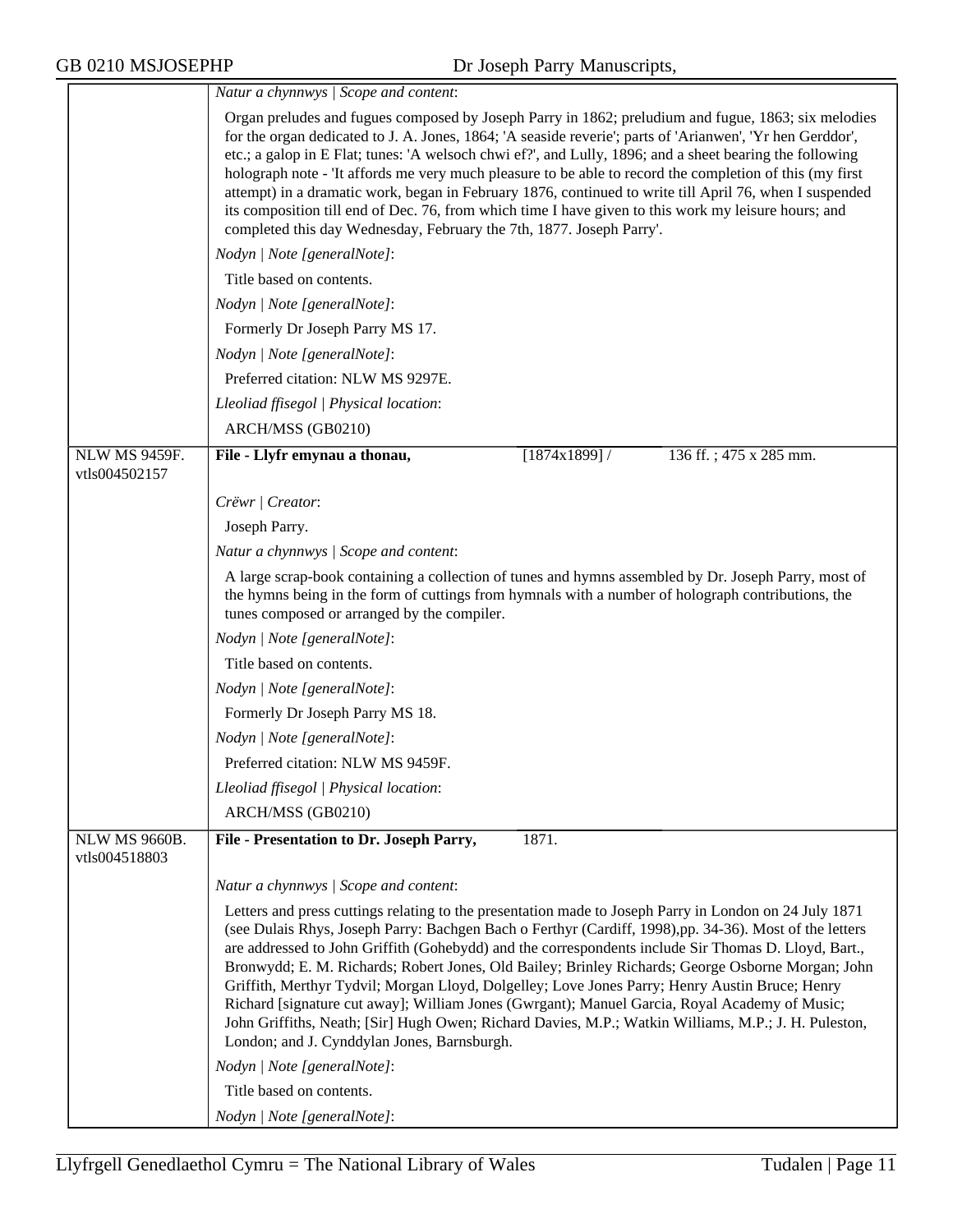*Natur a chynnwys | Scope and content*:

Organ preludes and fugues composed by Joseph Parry in 1862; preludium and fugue, 1863; six melodies for the organ dedicated to J. A. Jones, 1864; 'A seaside reverie'; parts of 'Arianwen', 'Yr hen Gerddor', etc.; a galop in E Flat; tunes: 'A welsoch chwi ef?', and Lully, 1896; and a sheet bearing the following holograph note - 'It affords me very much pleasure to be able to record the completion of this (my first attempt) in a dramatic work, began in February 1876, continued to write till April 76, when I suspended its composition till end of Dec. 76, from which time I have given to this work my leisure hours; and completed this day Wednesday, February the 7th, 1877. Joseph Parry'.

*Nodyn | Note [generalNote]*:

Title based on contents.

*Nodyn | Note [generalNote]*:

Formerly Dr Joseph Parry MS 17.

*Nodyn | Note [generalNote]*:

Preferred citation: NLW MS 9297E.

*Lleoliad ffisegol | Physical location*:

ARCH/MSS (GB0210)

---

NLW MS 9459F.
vtls004502157

**File - Llyfr emynau a thonau,** [1874x1899] / 136 ff. ; 475 x 285 mm.

*Crëwr | Creator*:

Joseph Parry.

*Natur a chynnwys | Scope and content*:

A large scrap-book containing a collection of tunes and hymns assembled by Dr. Joseph Parry, most of the hymns being in the form of cuttings from hymnals with a number of holograph contributions, the tunes composed or arranged by the compiler.

*Nodyn | Note [generalNote]*:

Title based on contents.

*Nodyn | Note [generalNote]*:

Formerly Dr Joseph Parry MS 18.

*Nodyn | Note [generalNote]*:

Preferred citation: NLW MS 9459F.

*Lleoliad ffisegol | Physical location*:

ARCH/MSS (GB0210)

---

NLW MS 9660B.
vtls004518803

**File - Presentation to Dr. Joseph Parry,** 1871.

*Natur a chynnwys | Scope and content*:

Letters and press cuttings relating to the presentation made to Joseph Parry in London on 24 July 1871 (see Dulais Rhys, Joseph Parry: Bachgen Bach o Ferthyr (Cardiff, 1998),pp. 34-36). Most of the letters are addressed to John Griffith (Gohebydd) and the correspondents include Sir Thomas D. Lloyd, Bart., Bronwydd; E. M. Richards; Robert Jones, Old Bailey; Brinley Richards; George Osborne Morgan; John Griffith, Merthyr Tydvil; Morgan Lloyd, Dolgelley; Love Jones Parry; Henry Austin Bruce; Henry Richard [signature cut away]; William Jones (Gwrgant); Manuel Garcia, Royal Academy of Music; John Griffiths, Neath; [Sir] Hugh Owen; Richard Davies, M.P.; Watkin Williams, M.P.; J. H. Puleston, London; and J. Cynddylan Jones, Barnsburgh.

*Nodyn | Note [generalNote]*:

Title based on contents.

*Nodyn | Note [generalNote]*: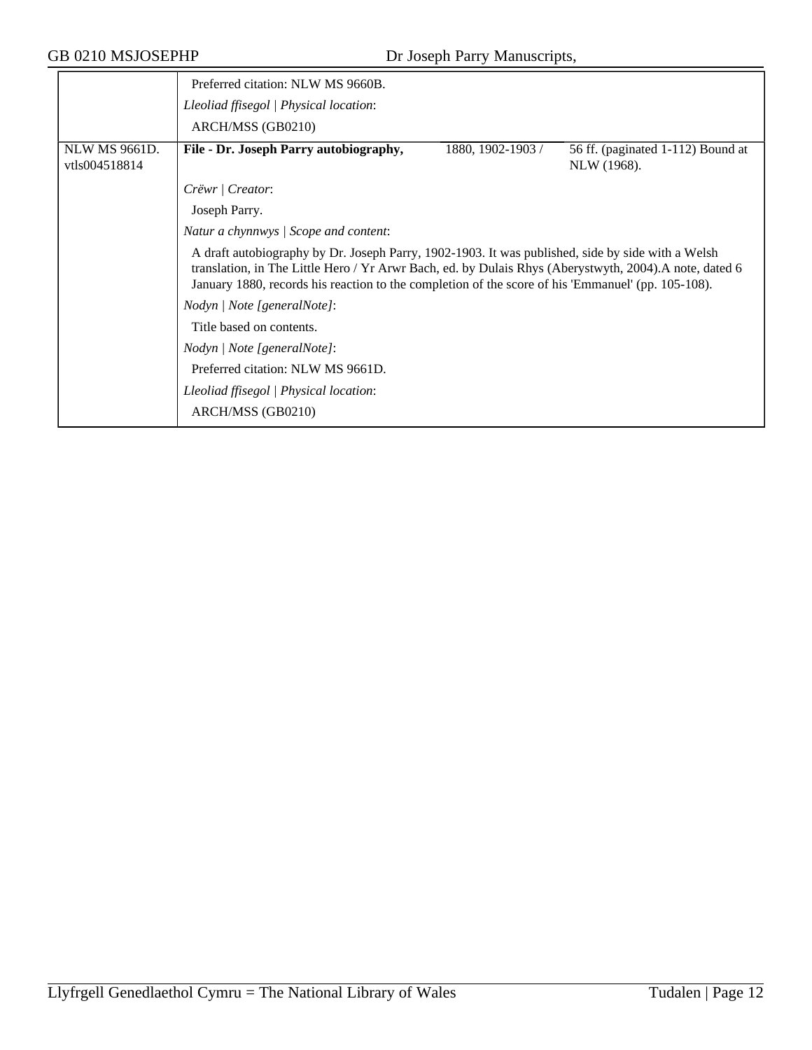| | | | |
|---|---|---|---|
| | Preferred citation: NLW MS 9660B.<br>*Lleoliad ffisegol \| Physical location*:<br>ARCH/MSS (GB0210) | | |
| NLW MS 9661D. vtls004518814 | **File - Dr. Joseph Parry autobiography,** | 1880, 1902-1903 / | 56 ff. (paginated 1-112) Bound at NLW (1968). |
| | *Crëwr \| Creator*:<br>Joseph Parry.<br>*Natur a chynnwys \| Scope and content*:<br>A draft autobiography by Dr. Joseph Parry, 1902-1903. It was published, side by side with a Welsh translation, in The Little Hero / Yr Arwr Bach, ed. by Dulais Rhys (Aberystwyth, 2004).A note, dated 6 January 1880, records his reaction to the completion of the score of his 'Emmanuel' (pp. 105-108).<br>*Nodyn \| Note [generalNote]*:<br>Title based on contents.<br>*Nodyn \| Note [generalNote]*:<br>Preferred citation: NLW MS 9661D.<br>*Lleoliad ffisegol \| Physical location*:<br>ARCH/MSS (GB0210) | | |